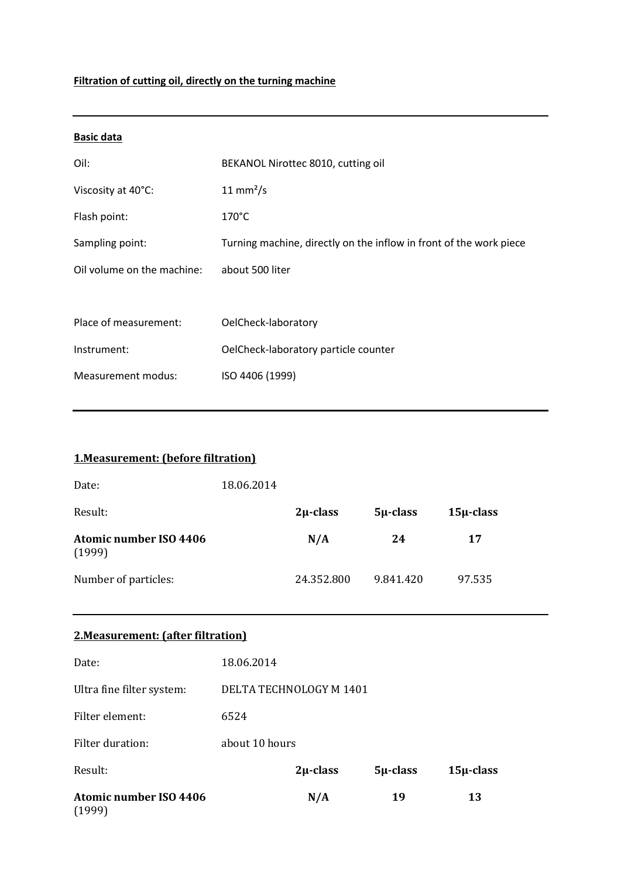**Filtration of cutting oil, directly on the turning machine**

---

**Basic data**

| | |
|---|---|
| Oil: | BEKANOL Nirottec 8010, cutting oil |
| Viscosity at 40°C: | 11 mm²/s |
| Flash point: | 170°C |
| Sampling point: | Turning machine, directly on the inflow in front of the work piece |
| Oil volume on the machine: | about 500 liter |
| | |
| Place of measurement: | OelCheck-laboratory |
| Instrument: | OelCheck-laboratory particle counter |
| Measurement modus: | ISO 4406 (1999) |

---

**1.Measurement: (before filtration)**

Date: 18.06.2014

| Result: | 2µ-class | 5µ-class | 15µ-class |
|---|---|---|---|
| **Atomic number ISO 4406** (1999) | **N/A** | **24** | **17** |
| Number of particles: | 24.352.800 | 9.841.420 | 97.535 |

---

**2.Measurement: (after filtration)**

| | |
|---|---|
| Date: | 18.06.2014 |
| Ultra fine filter system: | DELTA TECHNOLOGY M 1401 |
| Filter element: | 6524 |
| Filter duration: | about 10 hours |

| Result: | 2µ-class | 5µ-class | 15µ-class |
|---|---|---|---|
| **Atomic number ISO 4406** (1999) | **N/A** | **19** | **13** |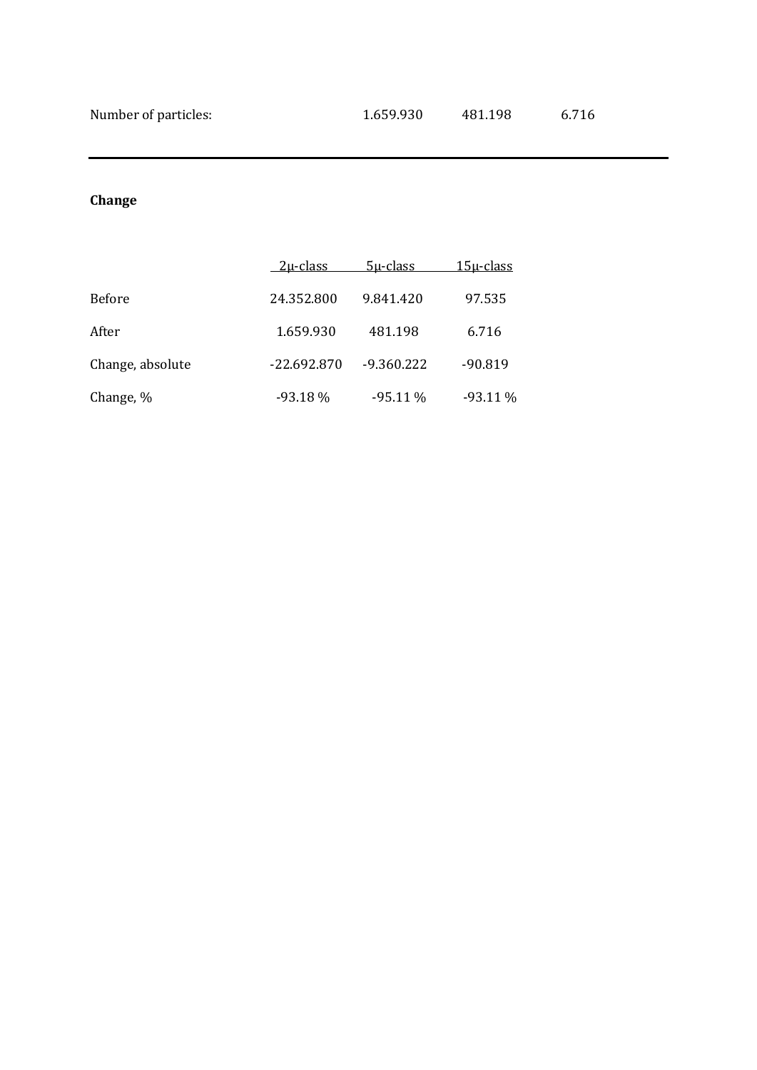| Number of particles: | 1.659.930 | 481.198 | 6.716 |
|---|---|---|---|

---

**Change**

| | 2μ-class | 5μ-class | 15μ-class |
|---|---|---|---|
| Before | 24.352.800 | 9.841.420 | 97.535 |
| After | 1.659.930 | 481.198 | 6.716 |
| Change, absolute | -22.692.870 | -9.360.222 | -90.819 |
| Change, % | -93.18 % | -95.11 % | -93.11 % |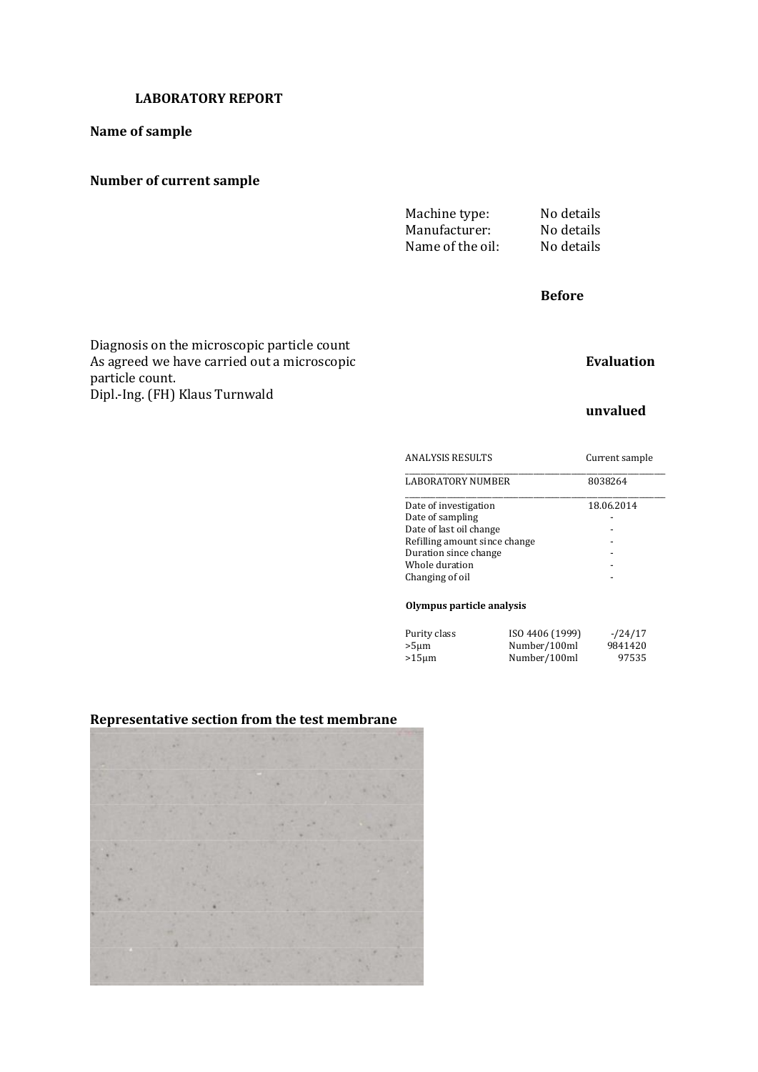**LABORATORY REPORT**

**Name of sample**

**Number of current sample**

| | |
|---|---|
| Machine type: | No details |
| Manufacturer: | No details |
| Name of the oil: | No details |

**Before**

Diagnosis on the microscopic particle count
As agreed we have carried out a microscopic particle count.
Dipl.-Ing. (FH) Klaus Turnwald

**Evaluation**

**unvalued**

| ANALYSIS RESULTS | Current sample |
|---|---|
| LABORATORY NUMBER | 8038264 |
| Date of investigation | 18.06.2014 |
| Date of sampling | - |
| Date of last oil change | - |
| Refilling amount since change | - |
| Duration since change | - |
| Whole duration | - |
| Changing of oil | - |

**Olympus particle analysis**

| | | |
|---|---|---|
| Purity class | ISO 4406 (1999) | -/24/17 |
| >5µm | Number/100ml | 9841420 |
| >15µm | Number/100ml | 97535 |

**Representative section from the test membrane**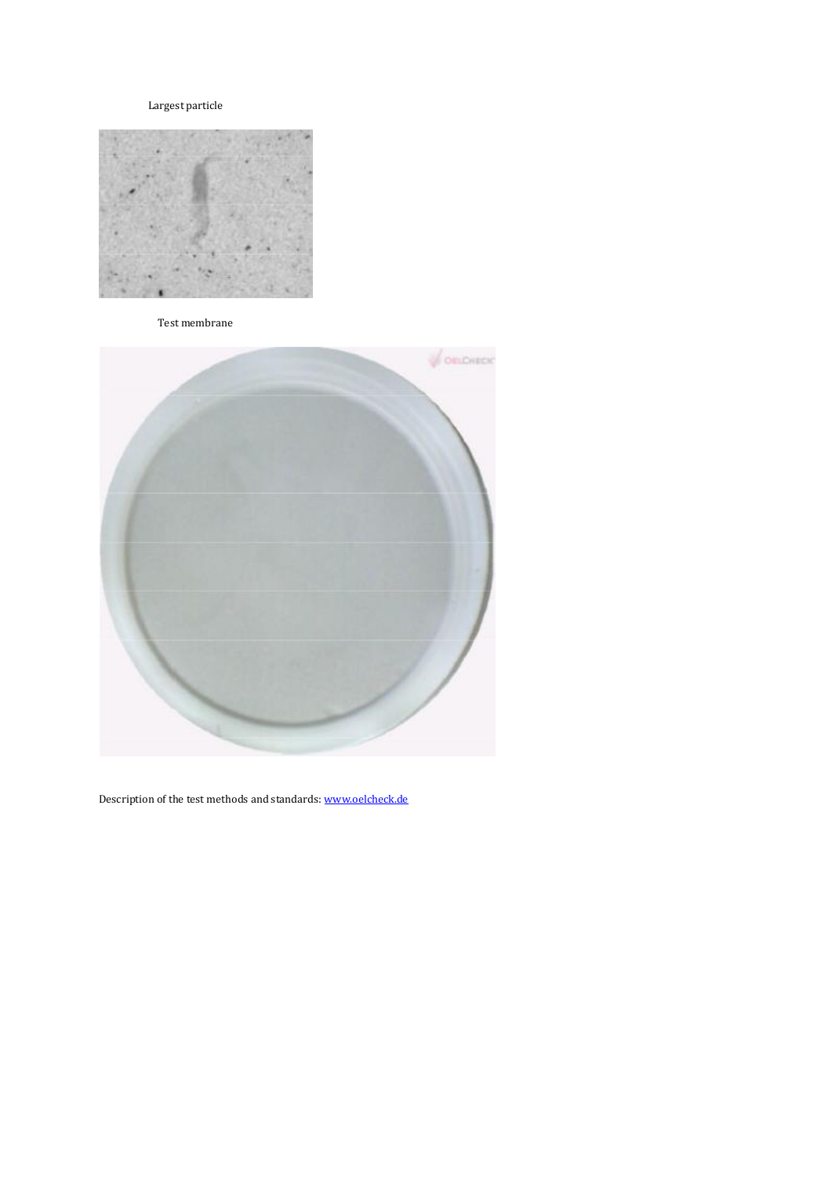Largest particle

Test membrane

Description of the test methods and standards: [www.oelcheck.de](http://www.oelcheck.de)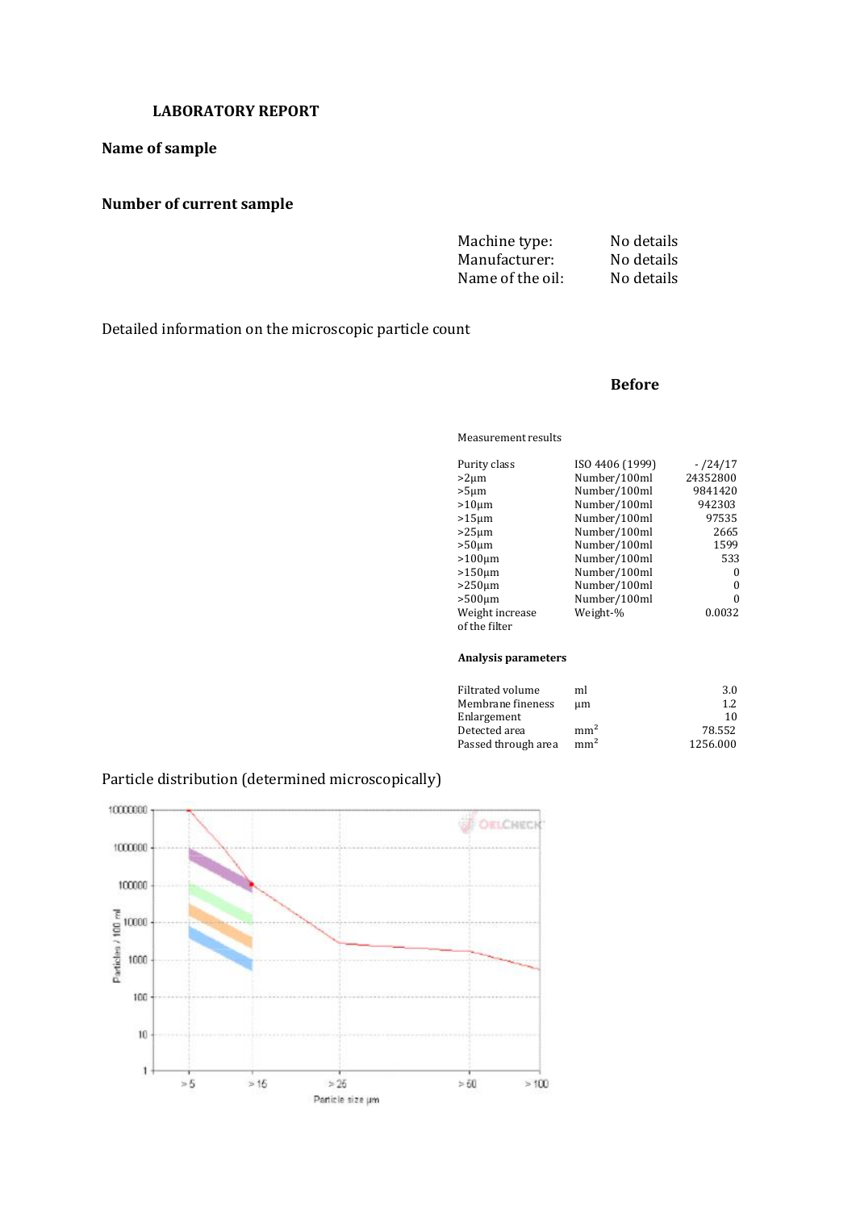**LABORATORY REPORT**

**Name of sample**

**Number of current sample**

| | |
|---|---|
| Machine type: | No details |
| Manufacturer: | No details |
| Name of the oil: | No details |

Detailed information on the microscopic particle count

**Before**

Measurement results

| | | |
|---|---|---|
| Purity class | ISO 4406 (1999) | - /24/17 |
| >2µm | Number/100ml | 24352800 |
| >5µm | Number/100ml | 9841420 |
| >10µm | Number/100ml | 942303 |
| >15µm | Number/100ml | 97535 |
| >25µm | Number/100ml | 2665 |
| >50µm | Number/100ml | 1599 |
| >100µm | Number/100ml | 533 |
| >150µm | Number/100ml | 0 |
| >250µm | Number/100ml | 0 |
| >500µm | Number/100ml | 0 |
| Weight increase of the filter | Weight-% | 0.0032 |

**Analysis parameters**

| | | |
|---|---|---|
| Filtrated volume | ml | 3.0 |
| Membrane fineness | µm | 1.2 |
| Enlargement | | 10 |
| Detected area | $mm^2$ | 78.552 |
| Passed through area | $mm^2$ | 1256.000 |

Particle distribution (determined microscopically)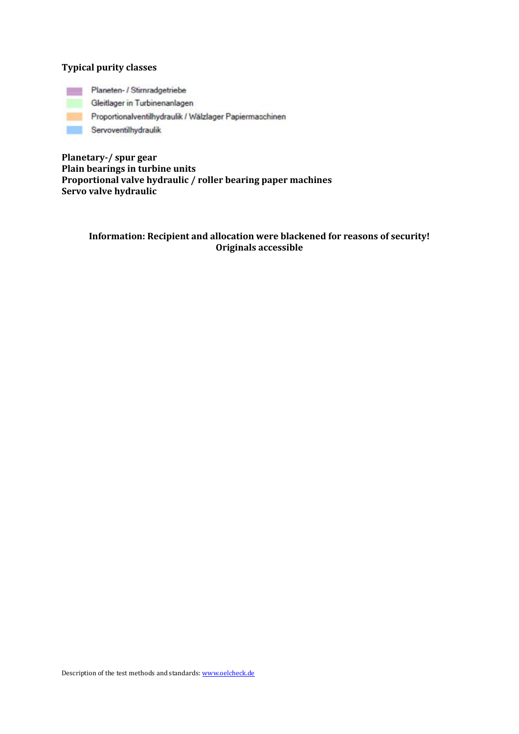**Typical purity classes**

- Planeten- / Stirnradgetriebe
- Gleitlager in Turbinenanlagen
- Proportionalventilhydraulik / Wälzlager Papiermaschinen
- Servoventilhydraulik

**Planetary-/ spur gear**
**Plain bearings in turbine units**
**Proportional valve hydraulic / roller bearing paper machines**
**Servo valve hydraulic**

**Information: Recipient and allocation were blackened for reasons of security!**
**Originals accessible**

Description of the test methods and standards: [www.oelcheck.de](www.oelcheck.de)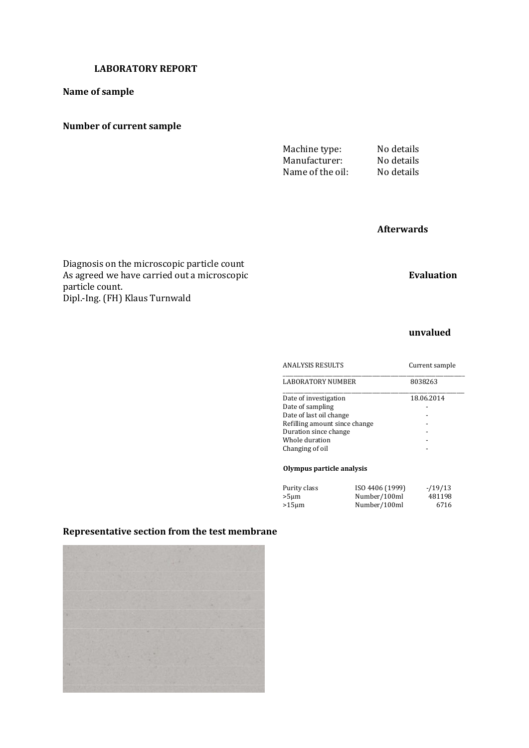**LABORATORY REPORT**

**Name of sample**

**Number of current sample**

| | |
|---|---|
| Machine type: | No details |
| Manufacturer: | No details |
| Name of the oil: | No details |

**Afterwards**

Diagnosis on the microscopic particle count
As agreed we have carried out a microscopic particle count.
Dipl.-Ing. (FH) Klaus Turnwald

**Evaluation**

**unvalued**

| ANALYSIS RESULTS | Current sample |
|---|---|
| LABORATORY NUMBER | 8038263 |
| Date of investigation | 18.06.2014 |
| Date of sampling | - |
| Date of last oil change | - |
| Refilling amount since change | - |
| Duration since change | - |
| Whole duration | - |
| Changing of oil | - |

**Olympus particle analysis**

| | | |
|---|---|---|
| Purity class | ISO 4406 (1999) | -/19/13 |
| >5µm | Number/100ml | 481198 |
| >15µm | Number/100ml | 6716 |

**Representative section from the test membrane**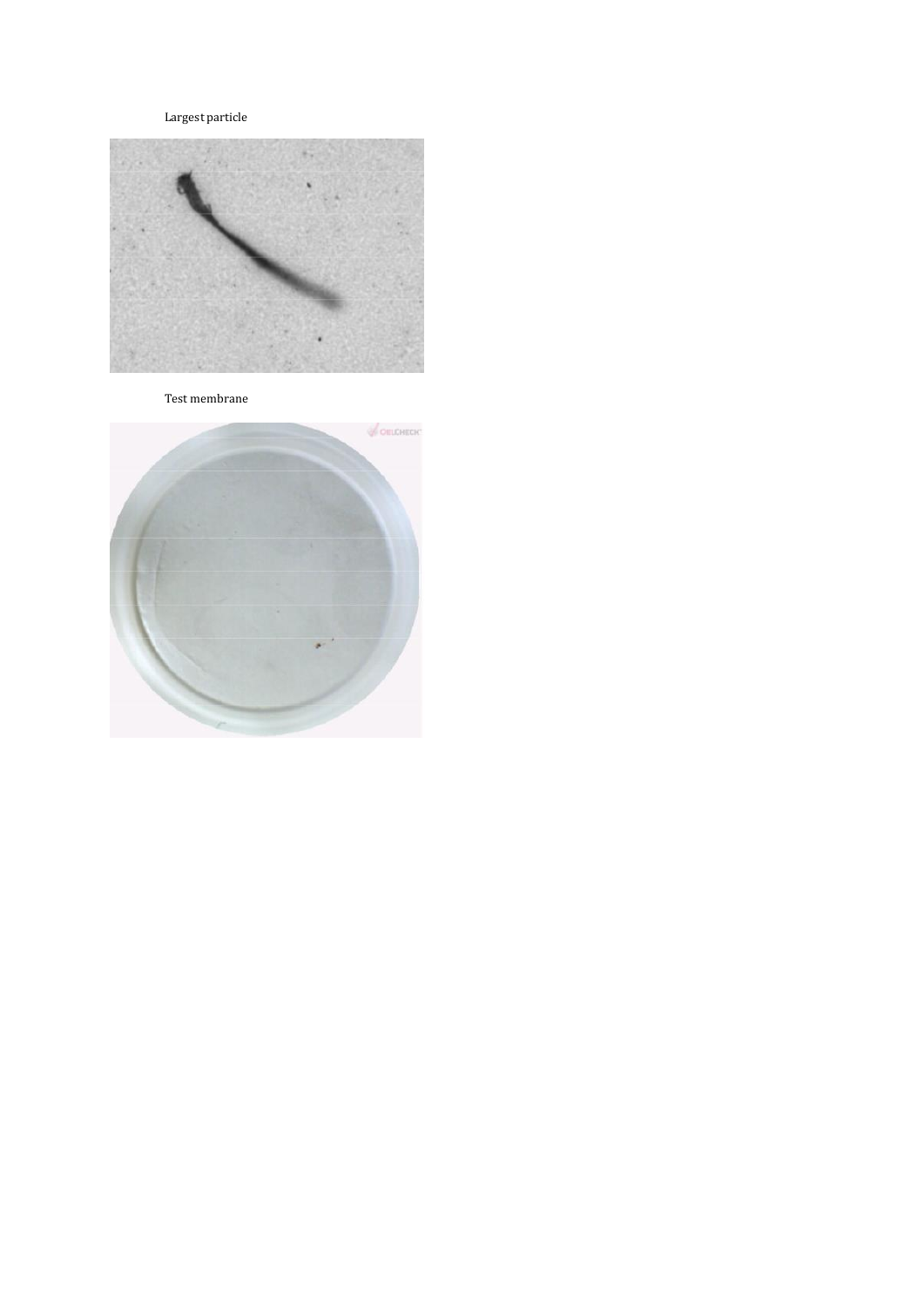Largest particle

Test membrane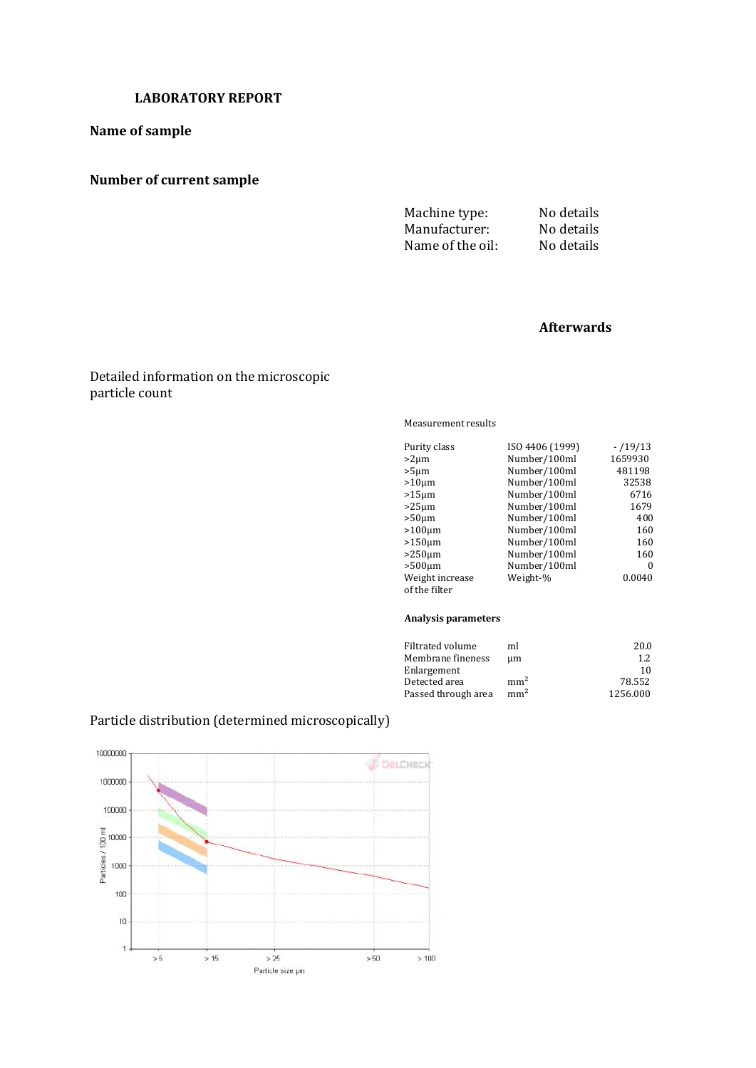**LABORATORY REPORT**

**Name of sample**

**Number of current sample**

| | |
|---|---|
| Machine type: | No details |
| Manufacturer: | No details |
| Name of the oil: | No details |

**Afterwards**

Detailed information on the microscopic particle count

Measurement results

| | | |
|---|---|---|
| Purity class | ISO 4406 (1999) | - /19/13 |
| >2µm | Number/100ml | 1659930 |
| >5µm | Number/100ml | 481198 |
| >10µm | Number/100ml | 32538 |
| >15µm | Number/100ml | 6716 |
| >25µm | Number/100ml | 1679 |
| >50µm | Number/100ml | 400 |
| >100µm | Number/100ml | 160 |
| >150µm | Number/100ml | 160 |
| >250µm | Number/100ml | 160 |
| >500µm | Number/100ml | 0 |
| Weight increase of the filter | Weight-% | 0.0040 |

**Analysis parameters**

| | | |
|---|---|---|
| Filtrated volume | ml | 20.0 |
| Membrane fineness | µm | 1.2 |
| Enlargement | | 10 |
| Detected area | $mm^2$ | 78.552 |
| Passed through area | $mm^2$ | 1256.000 |

Particle distribution (determined microscopically)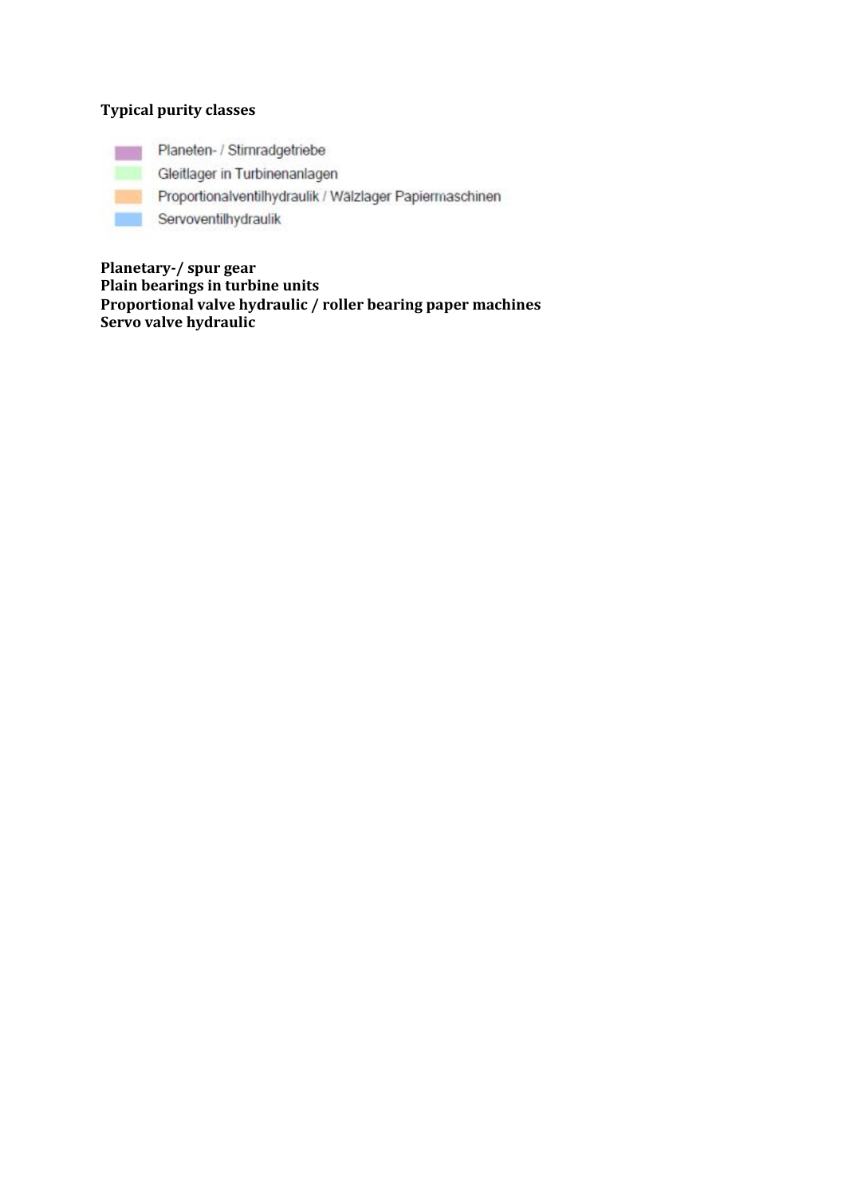**Typical purity classes**

Planeten- / Stirnradgetriebe
Gleitlager in Turbinenanlagen
Proportionalventilhydraulik / Wälzlager Papiermaschinen
Servoventilhydraulik

**Planetary-/ spur gear**
**Plain bearings in turbine units**
**Proportional valve hydraulic / roller bearing paper machines**
**Servo valve hydraulic**